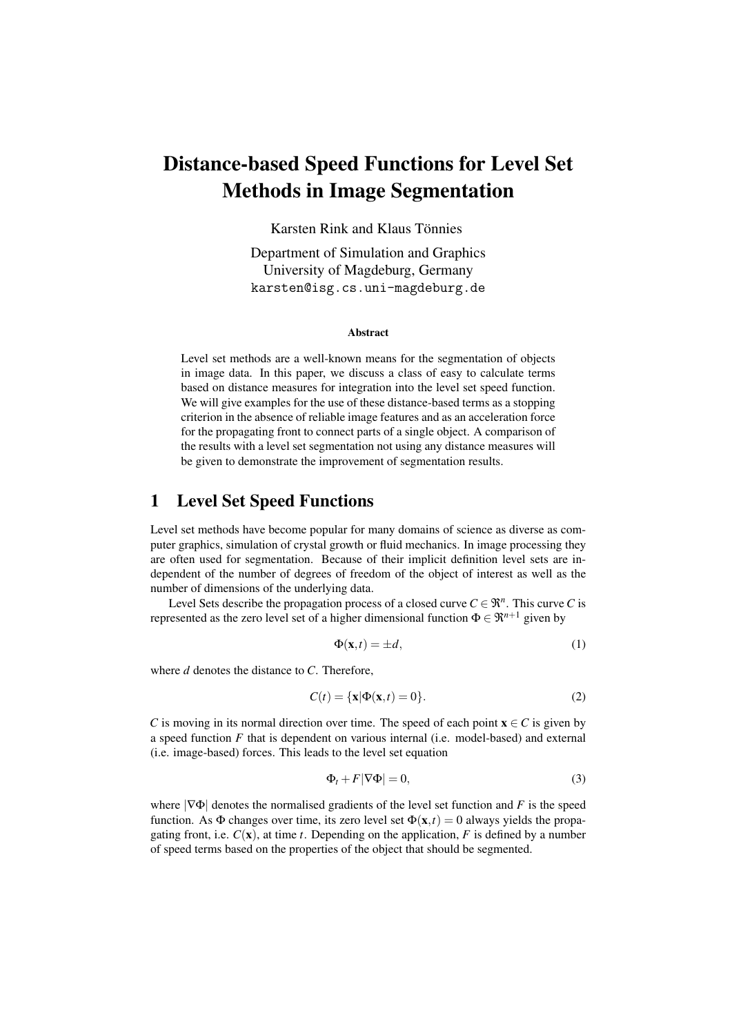# Distance-based Speed Functions for Level Set Methods in Image Segmentation

Karsten Rink and Klaus Tönnies

Department of Simulation and Graphics
University of Magdeburg, Germany
karsten@isg.cs.uni-magdeburg.de

### Abstract

Level set methods are a well-known means for the segmentation of objects in image data. In this paper, we discuss a class of easy to calculate terms based on distance measures for integration into the level set speed function. We will give examples for the use of these distance-based terms as a stopping criterion in the absence of reliable image features and as an acceleration force for the propagating front to connect parts of a single object. A comparison of the results with a level set segmentation not using any distance measures will be given to demonstrate the improvement of segmentation results.

## 1 Level Set Speed Functions

Level set methods have become popular for many domains of science as diverse as computer graphics, simulation of crystal growth or fluid mechanics. In image processing they are often used for segmentation. Because of their implicit definition level sets are independent of the number of degrees of freedom of the object of interest as well as the number of dimensions of the underlying data.

Level Sets describe the propagation process of a closed curve $C \in \Re^n$. This curve $C$ is represented as the zero level set of a higher dimensional function $\Phi \in \Re^{n+1}$ given by

$$\Phi(\mathbf{x},t) = \pm d, \tag{1}$$

where $d$ denotes the distance to $C$. Therefore,

$$C(t) = \{\mathbf{x} | \Phi(\mathbf{x},t) = 0\}. \tag{2}$$

$C$ is moving in its normal direction over time. The speed of each point $\mathbf{x} \in C$ is given by a speed function $F$ that is dependent on various internal (i.e. model-based) and external (i.e. image-based) forces. This leads to the level set equation

$$\Phi_t + F|\nabla\Phi| = 0, \tag{3}$$

where $|\nabla\Phi|$ denotes the normalised gradients of the level set function and $F$ is the speed function. As $\Phi$ changes over time, its zero level set $\Phi(\mathbf{x},t) = 0$ always yields the propagating front, i.e. $C(\mathbf{x})$, at time $t$. Depending on the application, $F$ is defined by a number of speed terms based on the properties of the object that should be segmented.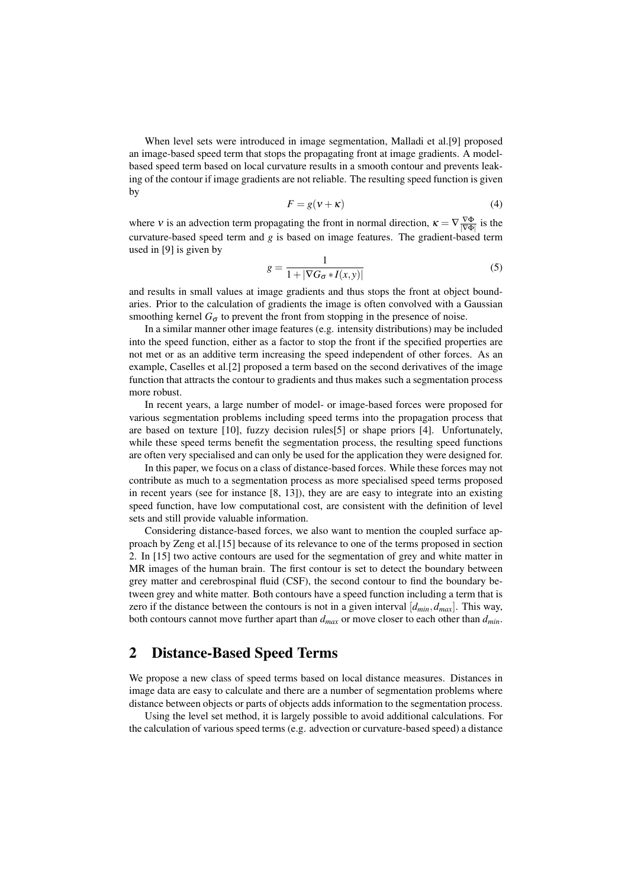When level sets were introduced in image segmentation, Malladi et al.[9] proposed an image-based speed term that stops the propagating front at image gradients. A model-based speed term based on local curvature results in a smooth contour and prevents leaking of the contour if image gradients are not reliable. The resulting speed function is given by

$$F = g(\nu + \kappa) \tag{4}$$

where $\nu$ is an advection term propagating the front in normal direction, $\kappa = \nabla \frac{\nabla \Phi}{|\nabla \Phi|}$ is the curvature-based speed term and $g$ is based on image features. The gradient-based term used in [9] is given by

$$g = \frac{1}{1 + |\nabla G_\sigma * I(x,y)|} \tag{5}$$

and results in small values at image gradients and thus stops the front at object boundaries. Prior to the calculation of gradients the image is often convolved with a Gaussian smoothing kernel $G_\sigma$ to prevent the front from stopping in the presence of noise.

In a similar manner other image features (e.g. intensity distributions) may be included into the speed function, either as a factor to stop the front if the specified properties are not met or as an additive term increasing the speed independent of other forces. As an example, Caselles et al.[2] proposed a term based on the second derivatives of the image function that attracts the contour to gradients and thus makes such a segmentation process more robust.

In recent years, a large number of model- or image-based forces were proposed for various segmentation problems including speed terms into the propagation process that are based on texture [10], fuzzy decision rules[5] or shape priors [4]. Unfortunately, while these speed terms benefit the segmentation process, the resulting speed functions are often very specialised and can only be used for the application they were designed for.

In this paper, we focus on a class of distance-based forces. While these forces may not contribute as much to a segmentation process as more specialised speed terms proposed in recent years (see for instance [8, 13]), they are are easy to integrate into an existing speed function, have low computational cost, are consistent with the definition of level sets and still provide valuable information.

Considering distance-based forces, we also want to mention the coupled surface approach by Zeng et al.[15] because of its relevance to one of the terms proposed in section 2. In [15] two active contours are used for the segmentation of grey and white matter in MR images of the human brain. The first contour is set to detect the boundary between grey matter and cerebrospinal fluid (CSF), the second contour to find the boundary between grey and white matter. Both contours have a speed function including a term that is zero if the distance between the contours is not in a given interval $[d_{min}, d_{max}]$. This way, both contours cannot move further apart than $d_{max}$ or move closer to each other than $d_{min}$.

## 2 Distance-Based Speed Terms

We propose a new class of speed terms based on local distance measures. Distances in image data are easy to calculate and there are a number of segmentation problems where distance between objects or parts of objects adds information to the segmentation process.

Using the level set method, it is largely possible to avoid additional calculations. For the calculation of various speed terms (e.g. advection or curvature-based speed) a distance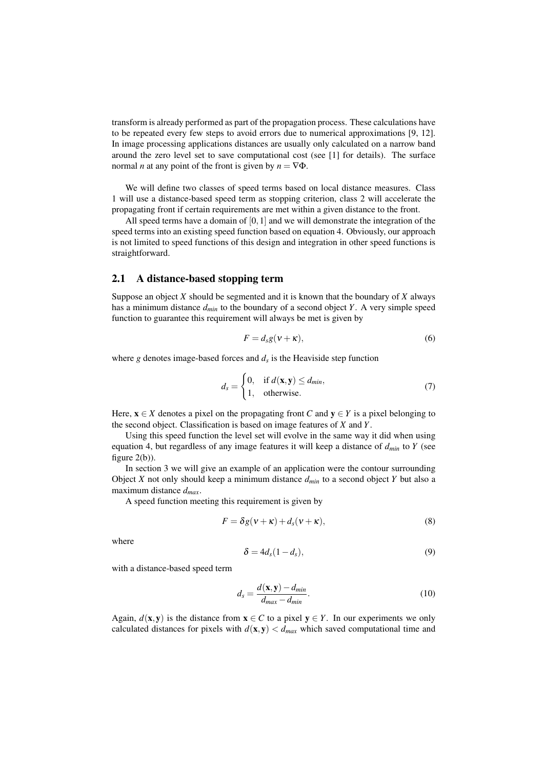transform is already performed as part of the propagation process. These calculations have to be repeated every few steps to avoid errors due to numerical approximations [9, 12]. In image processing applications distances are usually only calculated on a narrow band around the zero level set to save computational cost (see [1] for details). The surface normal $n$ at any point of the front is given by $n = \nabla\Phi$.

We will define two classes of speed terms based on local distance measures. Class 1 will use a distance-based speed term as stopping criterion, class 2 will accelerate the propagating front if certain requirements are met within a given distance to the front.

All speed terms have a domain of $[0, 1]$ and we will demonstrate the integration of the speed terms into an existing speed function based on equation 4. Obviously, our approach is not limited to speed functions of this design and integration in other speed functions is straightforward.

## 2.1 A distance-based stopping term

Suppose an object $X$ should be segmented and it is known that the boundary of $X$ always has a minimum distance $d_{min}$ to the boundary of a second object $Y$. A very simple speed function to guarantee this requirement will always be met is given by

$$F = d_s g(\nu + \kappa), \tag{6}$$

where $g$ denotes image-based forces and $d_s$ is the Heaviside step function

$$d_s = \begin{cases} 0, & \text{if } d(\mathbf{x}, \mathbf{y}) \leq d_{min}, \\ 1, & \text{otherwise.} \end{cases} \tag{7}$$

Here, $\mathbf{x} \in X$ denotes a pixel on the propagating front $C$ and $\mathbf{y} \in Y$ is a pixel belonging to the second object. Classification is based on image features of $X$ and $Y$.

Using this speed function the level set will evolve in the same way it did when using equation 4, but regardless of any image features it will keep a distance of $d_{min}$ to $Y$ (see figure 2(b)).

In section 3 we will give an example of an application were the contour surrounding Object $X$ not only should keep a minimum distance $d_{min}$ to a second object $Y$ but also a maximum distance $d_{max}$.

A speed function meeting this requirement is given by

$$F = \delta g(\nu + \kappa) + d_s(\nu + \kappa), \tag{8}$$

where

$$\delta = 4d_s(1 - d_s), \tag{9}$$

with a distance-based speed term

$$d_s = \frac{d(\mathbf{x}, \mathbf{y}) - d_{min}}{d_{max} - d_{min}}. \tag{10}$$

Again, $d(\mathbf{x}, \mathbf{y})$ is the distance from $\mathbf{x} \in C$ to a pixel $\mathbf{y} \in Y$. In our experiments we only calculated distances for pixels with $d(\mathbf{x}, \mathbf{y}) < d_{max}$ which saved computational time and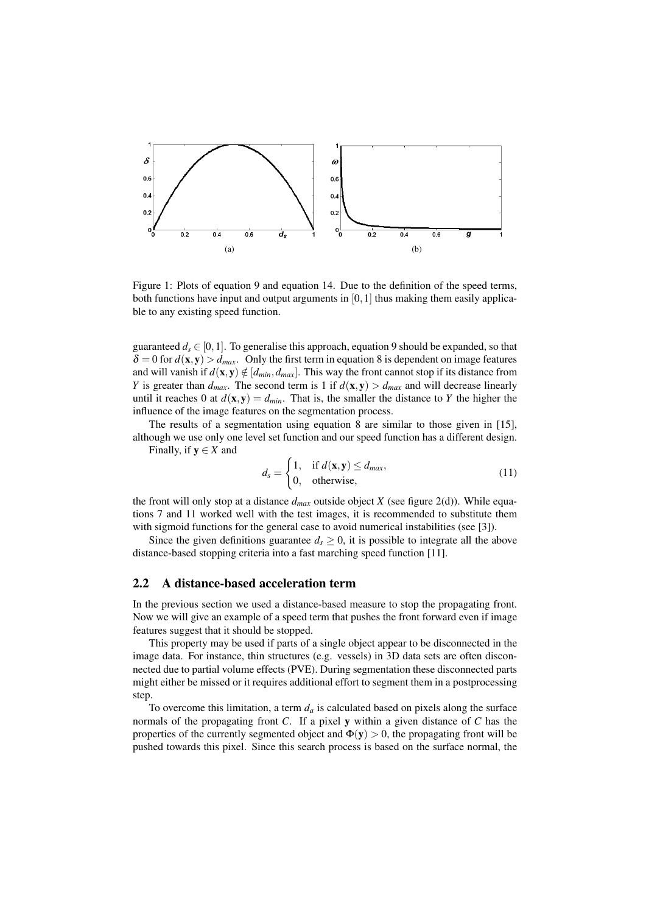Figure 1: Plots of equation 9 and equation 14. Due to the definition of the speed terms, both functions have input and output arguments in $[0,1]$ thus making them easily applicable to any existing speed function.

guaranteed $d_s \in [0,1]$. To generalise this approach, equation 9 should be expanded, so that $\delta = 0$ for $d(\mathbf{x},\mathbf{y}) > d_{max}$. Only the first term in equation 8 is dependent on image features and will vanish if $d(\mathbf{x},\mathbf{y}) \notin [d_{min}, d_{max}]$. This way the front cannot stop if its distance from $Y$ is greater than $d_{max}$. The second term is 1 if $d(\mathbf{x},\mathbf{y}) > d_{max}$ and will decrease linearly until it reaches 0 at $d(\mathbf{x},\mathbf{y}) = d_{min}$. That is, the smaller the distance to $Y$ the higher the influence of the image features on the segmentation process.

The results of a segmentation using equation 8 are similar to those given in [15], although we use only one level set function and our speed function has a different design.

Finally, if $\mathbf{y} \in X$ and

$$d_s = \begin{cases} 1, & \text{if } d(\mathbf{x},\mathbf{y}) \leq d_{max}, \\ 0, & \text{otherwise}, \end{cases} \tag{11}$$

the front will only stop at a distance $d_{max}$ outside object $X$ (see figure 2(d)). While equations 7 and 11 worked well with the test images, it is recommended to substitute them with sigmoid functions for the general case to avoid numerical instabilities (see [3]).

Since the given definitions guarantee $d_s \geq 0$, it is possible to integrate all the above distance-based stopping criteria into a fast marching speed function [11].

## 2.2 A distance-based acceleration term

In the previous section we used a distance-based measure to stop the propagating front. Now we will give an example of a speed term that pushes the front forward even if image features suggest that it should be stopped.

This property may be used if parts of a single object appear to be disconnected in the image data. For instance, thin structures (e.g. vessels) in 3D data sets are often disconnected due to partial volume effects (PVE). During segmentation these disconnected parts might either be missed or it requires additional effort to segment them in a postprocessing step.

To overcome this limitation, a term $d_a$ is calculated based on pixels along the surface normals of the propagating front $C$. If a pixel $\mathbf{y}$ within a given distance of $C$ has the properties of the currently segmented object and $\Phi(\mathbf{y}) > 0$, the propagating front will be pushed towards this pixel. Since this search process is based on the surface normal, the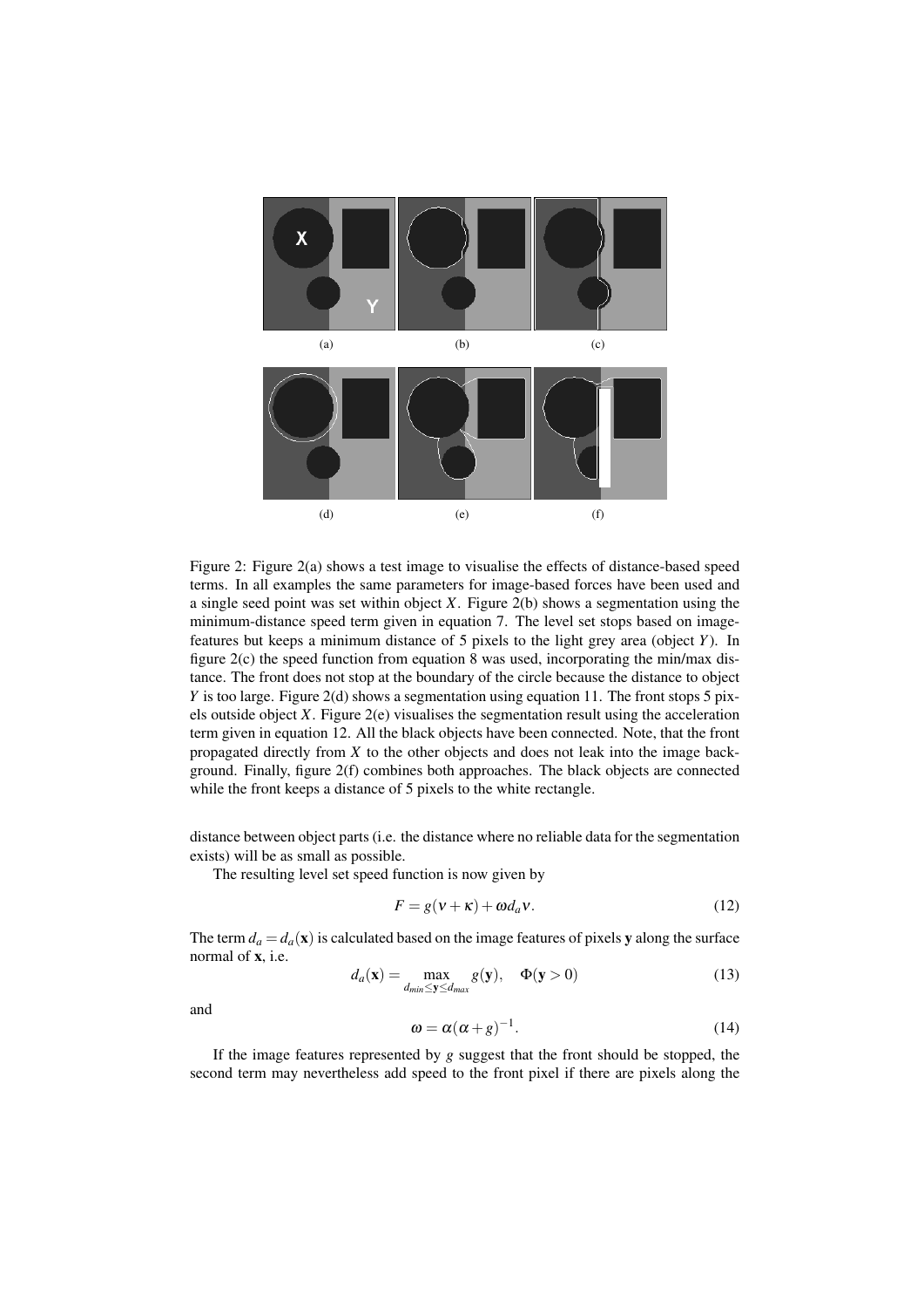(a) (b) (c)

(d) (e) (f)

Figure 2: Figure 2(a) shows a test image to visualise the effects of distance-based speed terms. In all examples the same parameters for image-based forces have been used and a single seed point was set within object $X$. Figure 2(b) shows a segmentation using the minimum-distance speed term given in equation 7. The level set stops based on image-features but keeps a minimum distance of 5 pixels to the light grey area (object $Y$). In figure 2(c) the speed function from equation 8 was used, incorporating the min/max distance. The front does not stop at the boundary of the circle because the distance to object $Y$ is too large. Figure 2(d) shows a segmentation using equation 11. The front stops 5 pixels outside object $X$. Figure 2(e) visualises the segmentation result using the acceleration term given in equation 12. All the black objects have been connected. Note, that the front propagated directly from $X$ to the other objects and does not leak into the image background. Finally, figure 2(f) combines both approaches. The black objects are connected while the front keeps a distance of 5 pixels to the white rectangle.

distance between object parts (i.e. the distance where no reliable data for the segmentation exists) will be as small as possible.

The resulting level set speed function is now given by

$$F = g(\nu + \kappa) + \omega d_a \nu. \tag{12}$$

The term $d_a = d_a(\mathbf{x})$ is calculated based on the image features of pixels $\mathbf{y}$ along the surface normal of $\mathbf{x}$, i.e.

$$d_a(\mathbf{x}) = \max_{d_{min} \leq \mathbf{y} \leq d_{max}} g(\mathbf{y}), \quad \Phi(\mathbf{y} > 0) \tag{13}$$

and

$$\omega = \alpha(\alpha + g)^{-1}. \tag{14}$$

If the image features represented by $g$ suggest that the front should be stopped, the second term may nevertheless add speed to the front pixel if there are pixels along the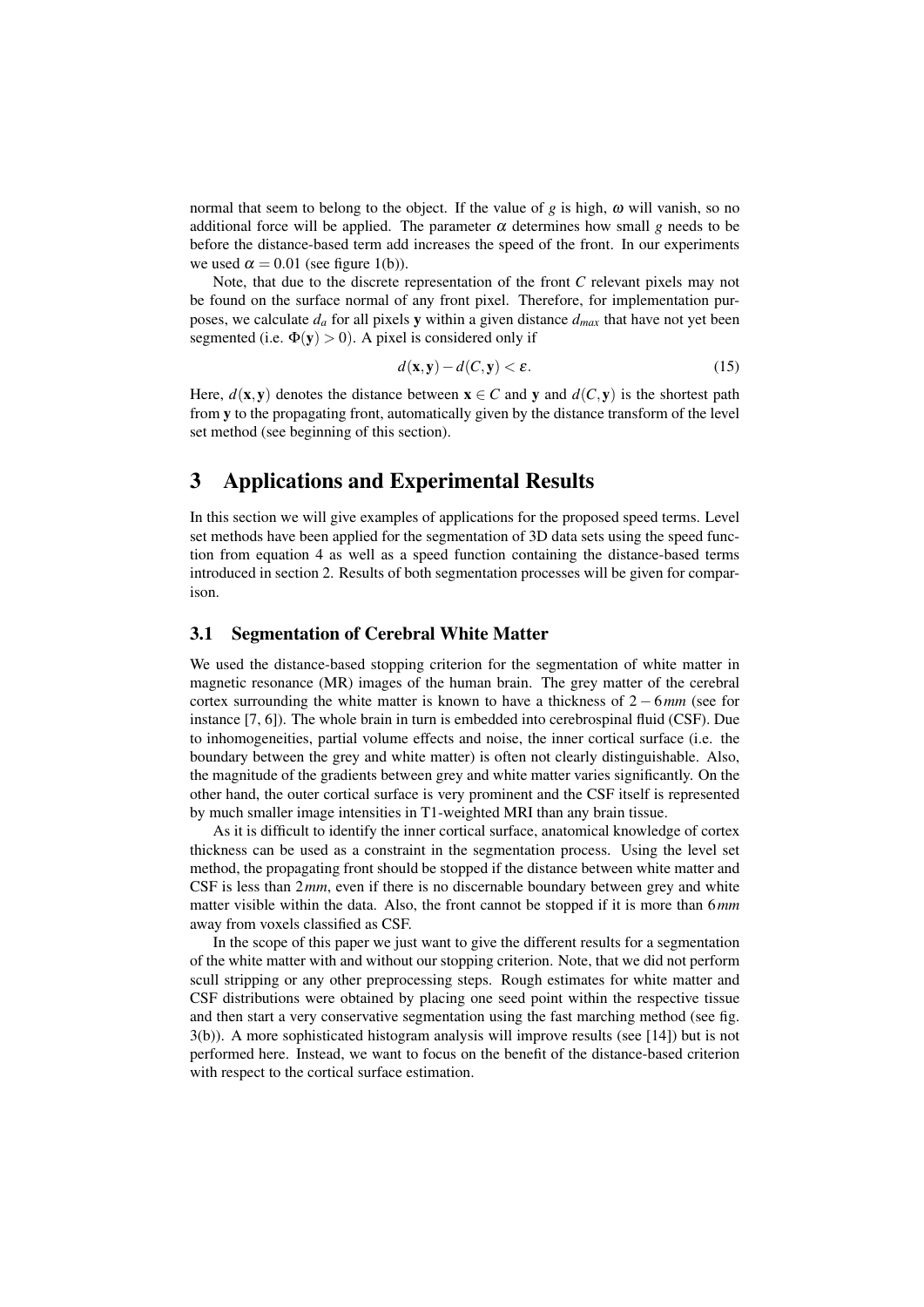normal that seem to belong to the object. If the value of $g$ is high, $\omega$ will vanish, so no additional force will be applied. The parameter $\alpha$ determines how small $g$ needs to be before the distance-based term add increases the speed of the front. In our experiments we used $\alpha = 0.01$ (see figure 1(b)).

Note, that due to the discrete representation of the front $C$ relevant pixels may not be found on the surface normal of any front pixel. Therefore, for implementation purposes, we calculate $d_a$ for all pixels $\mathbf{y}$ within a given distance $d_{max}$ that have not yet been segmented (i.e. $\Phi(\mathbf{y}) > 0$). A pixel is considered only if

$$d(\mathbf{x}, \mathbf{y}) - d(C, \mathbf{y}) < \varepsilon. \tag{15}$$

Here, $d(\mathbf{x}, \mathbf{y})$ denotes the distance between $\mathbf{x} \in C$ and $\mathbf{y}$ and $d(C, \mathbf{y})$ is the shortest path from $\mathbf{y}$ to the propagating front, automatically given by the distance transform of the level set method (see beginning of this section).

# 3 Applications and Experimental Results

In this section we will give examples of applications for the proposed speed terms. Level set methods have been applied for the segmentation of 3D data sets using the speed function from equation 4 as well as a speed function containing the distance-based terms introduced in section 2. Results of both segmentation processes will be given for comparison.

## 3.1 Segmentation of Cerebral White Matter

We used the distance-based stopping criterion for the segmentation of white matter in magnetic resonance (MR) images of the human brain. The grey matter of the cerebral cortex surrounding the white matter is known to have a thickness of $2 - 6\,mm$ (see for instance [7, 6]). The whole brain in turn is embedded into cerebrospinal fluid (CSF). Due to inhomogeneities, partial volume effects and noise, the inner cortical surface (i.e. the boundary between the grey and white matter) is often not clearly distinguishable. Also, the magnitude of the gradients between grey and white matter varies significantly. On the other hand, the outer cortical surface is very prominent and the CSF itself is represented by much smaller image intensities in T1-weighted MRI than any brain tissue.

As it is difficult to identify the inner cortical surface, anatomical knowledge of cortex thickness can be used as a constraint in the segmentation process. Using the level set method, the propagating front should be stopped if the distance between white matter and CSF is less than $2\,mm$, even if there is no discernable boundary between grey and white matter visible within the data. Also, the front cannot be stopped if it is more than $6\,mm$ away from voxels classified as CSF.

In the scope of this paper we just want to give the different results for a segmentation of the white matter with and without our stopping criterion. Note, that we did not perform scull stripping or any other preprocessing steps. Rough estimates for white matter and CSF distributions were obtained by placing one seed point within the respective tissue and then start a very conservative segmentation using the fast marching method (see fig. 3(b)). A more sophisticated histogram analysis will improve results (see [14]) but is not performed here. Instead, we want to focus on the benefit of the distance-based criterion with respect to the cortical surface estimation.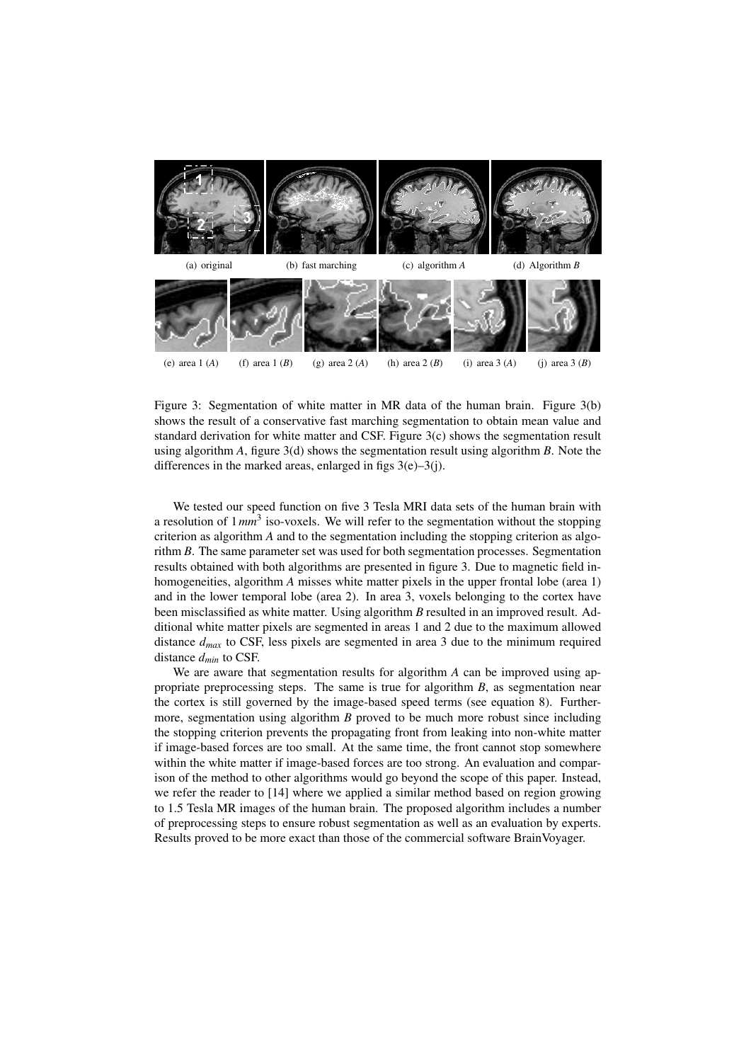(a) original (b) fast marching (c) algorithm *A* (d) Algorithm *B*

(e) area 1 (*A*) (f) area 1 (*B*) (g) area 2 (*A*) (h) area 2 (*B*) (i) area 3 (*A*) (j) area 3 (*B*)

Figure 3: Segmentation of white matter in MR data of the human brain. Figure 3(b) shows the result of a conservative fast marching segmentation to obtain mean value and standard derivation for white matter and CSF. Figure 3(c) shows the segmentation result using algorithm *A*, figure 3(d) shows the segmentation result using algorithm *B*. Note the differences in the marked areas, enlarged in figs 3(e)–3(j).

We tested our speed function on five 3 Tesla MRI data sets of the human brain with a resolution of $1\,mm^3$ iso-voxels. We will refer to the segmentation without the stopping criterion as algorithm *A* and to the segmentation including the stopping criterion as algorithm *B*. The same parameter set was used for both segmentation processes. Segmentation results obtained with both algorithms are presented in figure 3. Due to magnetic field inhomogeneities, algorithm *A* misses white matter pixels in the upper frontal lobe (area 1) and in the lower temporal lobe (area 2). In area 3, voxels belonging to the cortex have been misclassified as white matter. Using algorithm *B* resulted in an improved result. Additional white matter pixels are segmented in areas 1 and 2 due to the maximum allowed distance $d_{max}$ to CSF, less pixels are segmented in area 3 due to the minimum required distance $d_{min}$ to CSF.

We are aware that segmentation results for algorithm *A* can be improved using appropriate preprocessing steps. The same is true for algorithm *B*, as segmentation near the cortex is still governed by the image-based speed terms (see equation 8). Furthermore, segmentation using algorithm *B* proved to be much more robust since including the stopping criterion prevents the propagating front from leaking into non-white matter if image-based forces are too small. At the same time, the front cannot stop somewhere within the white matter if image-based forces are too strong. An evaluation and comparison of the method to other algorithms would go beyond the scope of this paper. Instead, we refer the reader to [14] where we applied a similar method based on region growing to 1.5 Tesla MR images of the human brain. The proposed algorithm includes a number of preprocessing steps to ensure robust segmentation as well as an evaluation by experts. Results proved to be more exact than those of the commercial software BrainVoyager.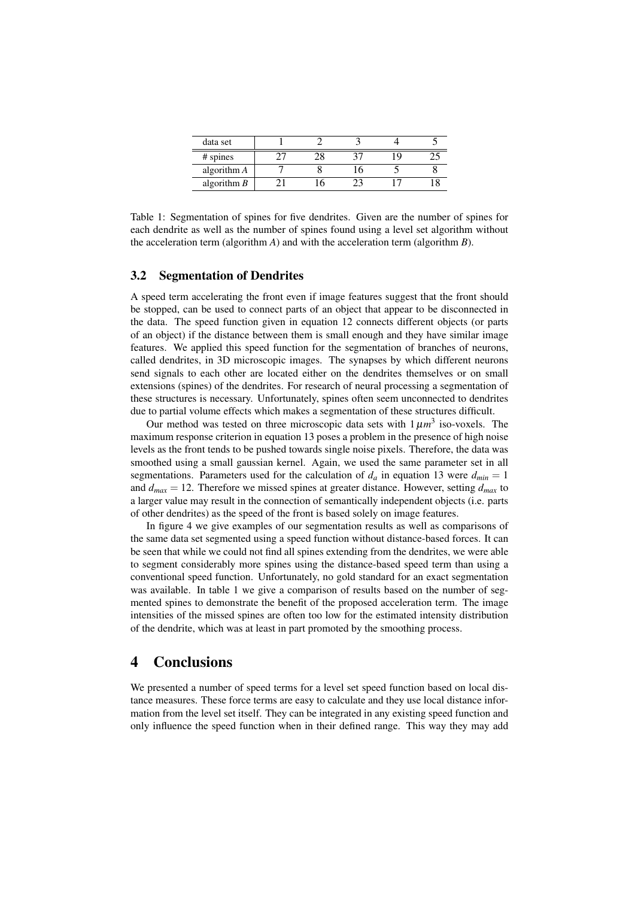| data set | 1 | 2 | 3 | 4 | 5 |
|---|---|---|---|---|---|
| # spines | 27 | 28 | 37 | 19 | 25 |
| algorithm $A$ | 7 | 8 | 16 | 5 | 8 |
| algorithm $B$ | 21 | 16 | 23 | 17 | 18 |

Table 1: Segmentation of spines for five dendrites. Given are the number of spines for each dendrite as well as the number of spines found using a level set algorithm without the acceleration term (algorithm $A$) and with the acceleration term (algorithm $B$).

### 3.2 Segmentation of Dendrites

A speed term accelerating the front even if image features suggest that the front should be stopped, can be used to connect parts of an object that appear to be disconnected in the data. The speed function given in equation 12 connects different objects (or parts of an object) if the distance between them is small enough and they have similar image features. We applied this speed function for the segmentation of branches of neurons, called dendrites, in 3D microscopic images. The synapses by which different neurons send signals to each other are located either on the dendrites themselves or on small extensions (spines) of the dendrites. For research of neural processing a segmentation of these structures is necessary. Unfortunately, spines often seem unconnected to dendrites due to partial volume effects which makes a segmentation of these structures difficult.

Our method was tested on three microscopic data sets with $1\,\mu m^3$ iso-voxels. The maximum response criterion in equation 13 poses a problem in the presence of high noise levels as the front tends to be pushed towards single noise pixels. Therefore, the data was smoothed using a small gaussian kernel. Again, we used the same parameter set in all segmentations. Parameters used for the calculation of $d_a$ in equation 13 were $d_{min} = 1$ and $d_{max} = 12$. Therefore we missed spines at greater distance. However, setting $d_{max}$ to a larger value may result in the connection of semantically independent objects (i.e. parts of other dendrites) as the speed of the front is based solely on image features.

In figure 4 we give examples of our segmentation results as well as comparisons of the same data set segmented using a speed function without distance-based forces. It can be seen that while we could not find all spines extending from the dendrites, we were able to segment considerably more spines using the distance-based speed term than using a conventional speed function. Unfortunately, no gold standard for an exact segmentation was available. In table 1 we give a comparison of results based on the number of segmented spines to demonstrate the benefit of the proposed acceleration term. The image intensities of the missed spines are often too low for the estimated intensity distribution of the dendrite, which was at least in part promoted by the smoothing process.

## 4 Conclusions

We presented a number of speed terms for a level set speed function based on local distance measures. These force terms are easy to calculate and they use local distance information from the level set itself. They can be integrated in any existing speed function and only influence the speed function when in their defined range. This way they may add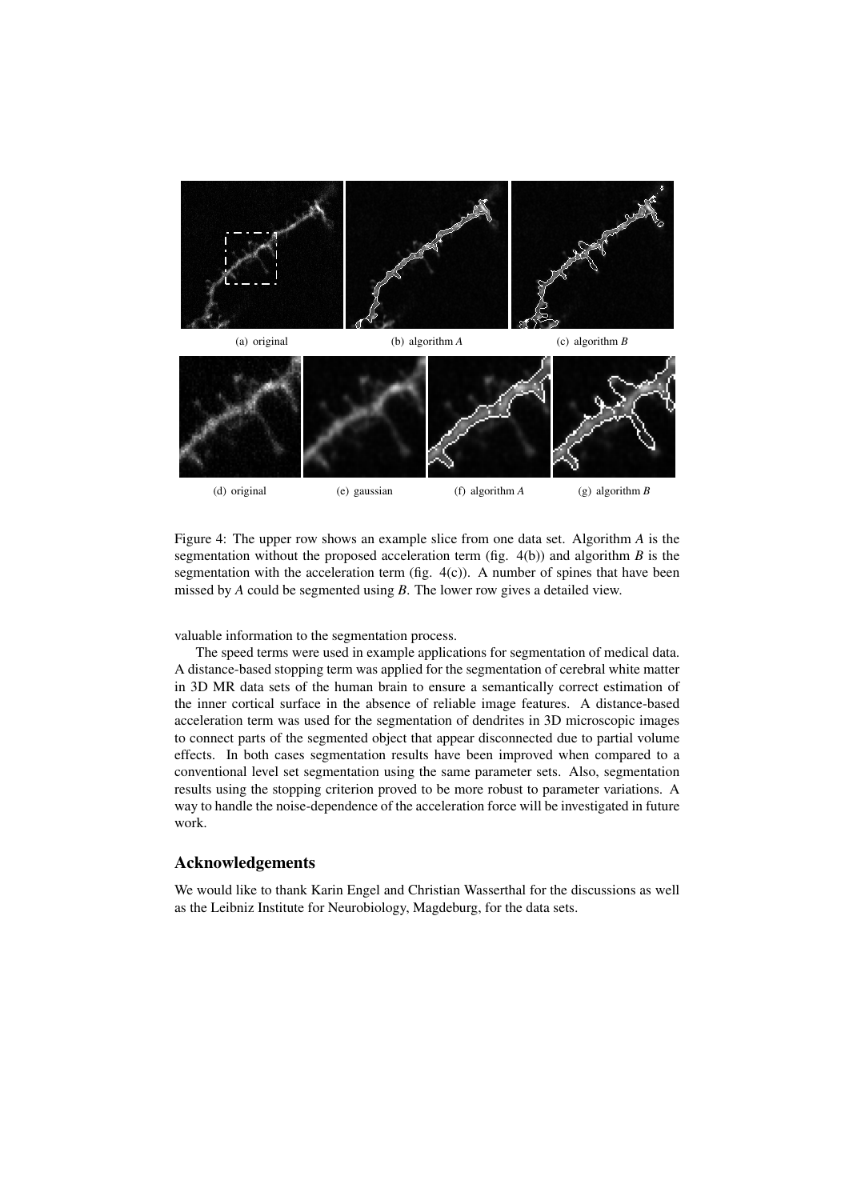(a) original (b) algorithm *A* (c) algorithm *B*

(d) original (e) gaussian (f) algorithm *A* (g) algorithm *B*

Figure 4: The upper row shows an example slice from one data set. Algorithm *A* is the segmentation without the proposed acceleration term (fig. 4(b)) and algorithm *B* is the segmentation with the acceleration term (fig. 4(c)). A number of spines that have been missed by *A* could be segmented using *B*. The lower row gives a detailed view.

valuable information to the segmentation process.

The speed terms were used in example applications for segmentation of medical data. A distance-based stopping term was applied for the segmentation of cerebral white matter in 3D MR data sets of the human brain to ensure a semantically correct estimation of the inner cortical surface in the absence of reliable image features. A distance-based acceleration term was used for the segmentation of dendrites in 3D microscopic images to connect parts of the segmented object that appear disconnected due to partial volume effects. In both cases segmentation results have been improved when compared to a conventional level set segmentation using the same parameter sets. Also, segmentation results using the stopping criterion proved to be more robust to parameter variations. A way to handle the noise-dependence of the acceleration force will be investigated in future work.

## Acknowledgements

We would like to thank Karin Engel and Christian Wasserthal for the discussions as well as the Leibniz Institute for Neurobiology, Magdeburg, for the data sets.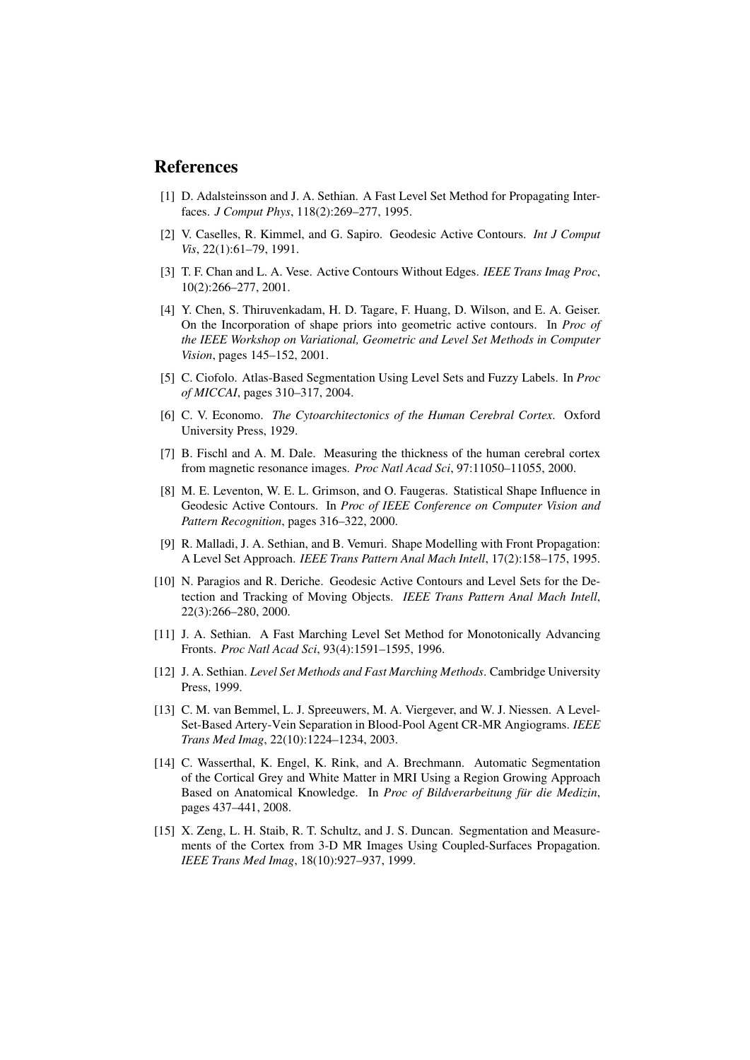## References

[1] D. Adalsteinsson and J. A. Sethian. A Fast Level Set Method for Propagating Interfaces. *J Comput Phys*, 118(2):269–277, 1995.

[2] V. Caselles, R. Kimmel, and G. Sapiro. Geodesic Active Contours. *Int J Comput Vis*, 22(1):61–79, 1991.

[3] T. F. Chan and L. A. Vese. Active Contours Without Edges. *IEEE Trans Imag Proc*, 10(2):266–277, 2001.

[4] Y. Chen, S. Thiruvenkadam, H. D. Tagare, F. Huang, D. Wilson, and E. A. Geiser. On the Incorporation of shape priors into geometric active contours. In *Proc of the IEEE Workshop on Variational, Geometric and Level Set Methods in Computer Vision*, pages 145–152, 2001.

[5] C. Ciofolo. Atlas-Based Segmentation Using Level Sets and Fuzzy Labels. In *Proc of MICCAI*, pages 310–317, 2004.

[6] C. V. Economo. *The Cytoarchitectonics of the Human Cerebral Cortex*. Oxford University Press, 1929.

[7] B. Fischl and A. M. Dale. Measuring the thickness of the human cerebral cortex from magnetic resonance images. *Proc Natl Acad Sci*, 97:11050–11055, 2000.

[8] M. E. Leventon, W. E. L. Grimson, and O. Faugeras. Statistical Shape Influence in Geodesic Active Contours. In *Proc of IEEE Conference on Computer Vision and Pattern Recognition*, pages 316–322, 2000.

[9] R. Malladi, J. A. Sethian, and B. Vemuri. Shape Modelling with Front Propagation: A Level Set Approach. *IEEE Trans Pattern Anal Mach Intell*, 17(2):158–175, 1995.

[10] N. Paragios and R. Deriche. Geodesic Active Contours and Level Sets for the Detection and Tracking of Moving Objects. *IEEE Trans Pattern Anal Mach Intell*, 22(3):266–280, 2000.

[11] J. A. Sethian. A Fast Marching Level Set Method for Monotonically Advancing Fronts. *Proc Natl Acad Sci*, 93(4):1591–1595, 1996.

[12] J. A. Sethian. *Level Set Methods and Fast Marching Methods*. Cambridge University Press, 1999.

[13] C. M. van Bemmel, L. J. Spreeuwers, M. A. Viergever, and W. J. Niessen. A Level-Set-Based Artery-Vein Separation in Blood-Pool Agent CR-MR Angiograms. *IEEE Trans Med Imag*, 22(10):1224–1234, 2003.

[14] C. Wasserthal, K. Engel, K. Rink, and A. Brechmann. Automatic Segmentation of the Cortical Grey and White Matter in MRI Using a Region Growing Approach Based on Anatomical Knowledge. In *Proc of Bildverarbeitung für die Medizin*, pages 437–441, 2008.

[15] X. Zeng, L. H. Staib, R. T. Schultz, and J. S. Duncan. Segmentation and Measurements of the Cortex from 3-D MR Images Using Coupled-Surfaces Propagation. *IEEE Trans Med Imag*, 18(10):927–937, 1999.